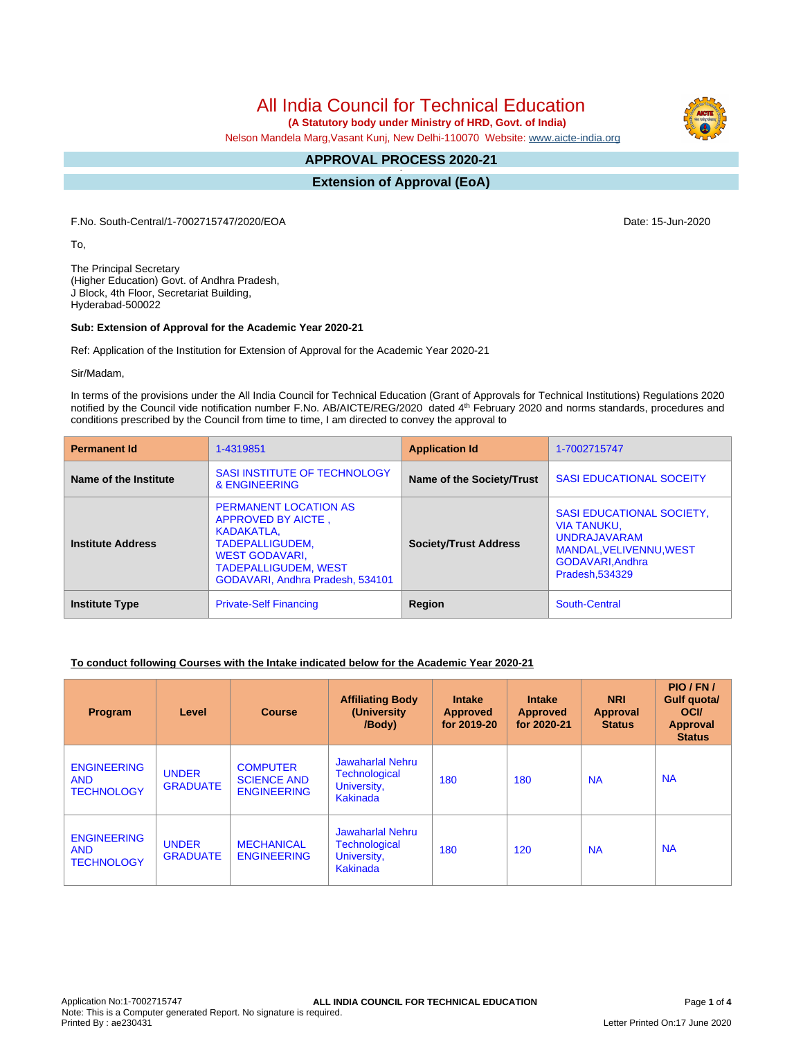# All India Council for Technical Education

**(A Statutory body under Ministry of HRD, Govt. of India)**

Nelson Mandela Marg,Vasant Kunj, New Delhi-110070 Website: www.aicte-india.org

## APPROVAL PROCESS 2020-21

## Extension of Approval (EoA)

F.No. South-Central/1-7002715747/2020/EOA    Date: 15-Jun-2020

To,

The Principal Secretary
(Higher Education) Govt. of Andhra Pradesh,
J Block, 4th Floor, Secretariat Building,
Hyderabad-500022

**Sub: Extension of Approval for the Academic Year 2020-21**

Ref: Application of the Institution for Extension of Approval for the Academic Year 2020-21

Sir/Madam,

In terms of the provisions under the All India Council for Technical Education (Grant of Approvals for Technical Institutions) Regulations 2020 notified by the Council vide notification number F.No. AB/AICTE/REG/2020 dated 4th February 2020 and norms standards, procedures and conditions prescribed by the Council from time to time, I am directed to convey the approval to

| **Permanent Id** | 1-4319851 | **Application Id** | 1-7002715747 |
|---|---|---|---|
| **Name of the Institute** | SASI INSTITUTE OF TECHNOLOGY & ENGINEERING | **Name of the Society/Trust** | SASI EDUCATIONAL SOCEITY |
| **Institute Address** | PERMANENT LOCATION AS APPROVED BY AICTE , KADAKATLA, TADEPALLIGUDEM, WEST GODAVARI, TADEPALLIGUDEM, WEST GODAVARI, Andhra Pradesh, 534101 | **Society/Trust Address** | SASI EDUCATIONAL SOCIETY, VIA TANUKU, UNDRAJAVARAM MANDAL,VELIVENNU,WEST GODAVARI,Andhra Pradesh,534329 |
| **Institute Type** | Private-Self Financing | **Region** | South-Central |

**To conduct following Courses with the Intake indicated below for the Academic Year 2020-21**

| Program | Level | Course | Affiliating Body (University /Body) | Intake Approved for 2019-20 | Intake Approved for 2020-21 | NRI Approval Status | PIO / FN / Gulf quota/ OCI/ Approval Status |
|---|---|---|---|---|---|---|---|
| ENGINEERING AND TECHNOLOGY | UNDER GRADUATE | COMPUTER SCIENCE AND ENGINEERING | Jawaharlal Nehru Technological University, Kakinada | 180 | 180 | NA | NA |
| ENGINEERING AND TECHNOLOGY | UNDER GRADUATE | MECHANICAL ENGINEERING | Jawaharlal Nehru Technological University, Kakinada | 180 | 120 | NA | NA |

Application No:1-7002715747
Note: This is a Computer generated Report. No signature is required.
Printed By : ae230431    Letter Printed On:17 June 2020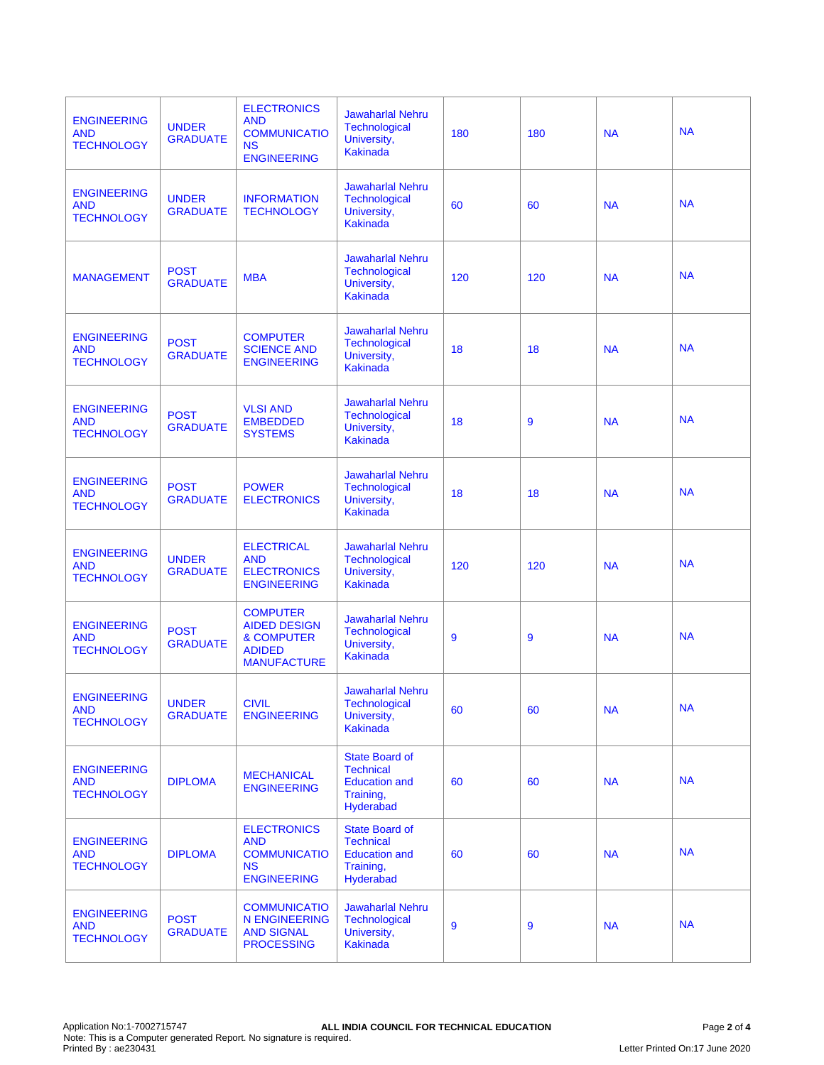| | | | | | | | |
|---|---|---|---|---|---|---|---|
| ENGINEERING AND TECHNOLOGY | UNDER GRADUATE | ELECTRONICS AND COMMUNICATIONS ENGINEERING | Jawaharlal Nehru Technological University, Kakinada | 180 | 180 | NA | NA |
| ENGINEERING AND TECHNOLOGY | UNDER GRADUATE | INFORMATION TECHNOLOGY | Jawaharlal Nehru Technological University, Kakinada | 60 | 60 | NA | NA |
| MANAGEMENT | POST GRADUATE | MBA | Jawaharlal Nehru Technological University, Kakinada | 120 | 120 | NA | NA |
| ENGINEERING AND TECHNOLOGY | POST GRADUATE | COMPUTER SCIENCE AND ENGINEERING | Jawaharlal Nehru Technological University, Kakinada | 18 | 18 | NA | NA |
| ENGINEERING AND TECHNOLOGY | POST GRADUATE | VLSI AND EMBEDDED SYSTEMS | Jawaharlal Nehru Technological University, Kakinada | 18 | 9 | NA | NA |
| ENGINEERING AND TECHNOLOGY | POST GRADUATE | POWER ELECTRONICS | Jawaharlal Nehru Technological University, Kakinada | 18 | 18 | NA | NA |
| ENGINEERING AND TECHNOLOGY | UNDER GRADUATE | ELECTRICAL AND ELECTRONICS ENGINEERING | Jawaharlal Nehru Technological University, Kakinada | 120 | 120 | NA | NA |
| ENGINEERING AND TECHNOLOGY | POST GRADUATE | COMPUTER AIDED DESIGN & COMPUTER ADIDED MANUFACTURE | Jawaharlal Nehru Technological University, Kakinada | 9 | 9 | NA | NA |
| ENGINEERING AND TECHNOLOGY | UNDER GRADUATE | CIVIL ENGINEERING | Jawaharlal Nehru Technological University, Kakinada | 60 | 60 | NA | NA |
| ENGINEERING AND TECHNOLOGY | DIPLOMA | MECHANICAL ENGINEERING | State Board of Technical Education and Training, Hyderabad | 60 | 60 | NA | NA |
| ENGINEERING AND TECHNOLOGY | DIPLOMA | ELECTRONICS AND COMMUNICATIONS ENGINEERING | State Board of Technical Education and Training, Hyderabad | 60 | 60 | NA | NA |
| ENGINEERING AND TECHNOLOGY | POST GRADUATE | COMMUNICATION ENGINEERING AND SIGNAL PROCESSING | Jawaharlal Nehru Technological University, Kakinada | 9 | 9 | NA | NA |

Application No:1-7002715747

Note: This is a Computer generated Report. No signature is required.

Printed By : ae230431

ALL INDIA COUNCIL FOR TECHNICAL EDUCATION

Letter Printed On:17 June 2020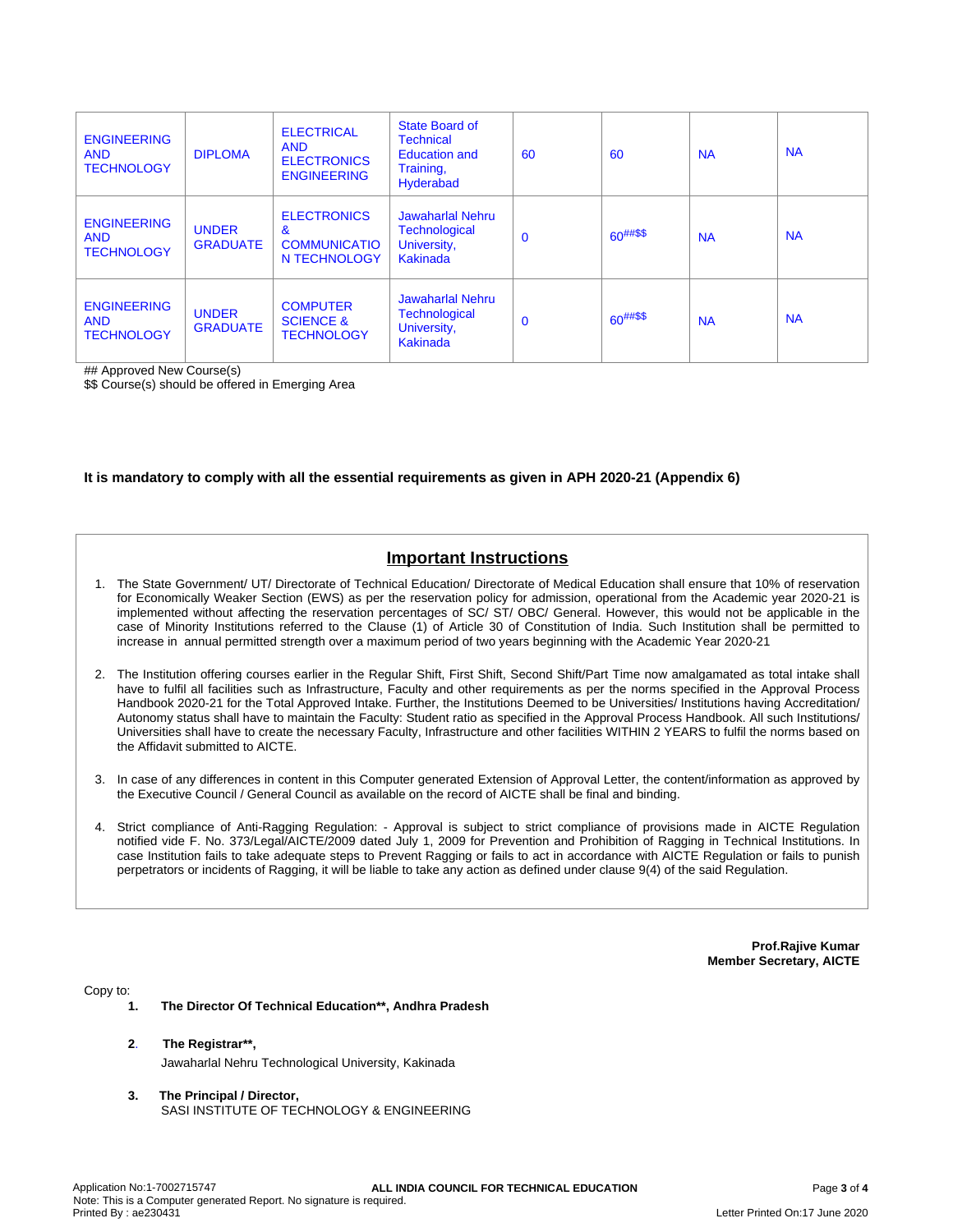| | | | | | | | |
|---|---|---|---|---|---|---|---|
| ENGINEERING AND TECHNOLOGY | DIPLOMA | ELECTRICAL AND ELECTRONICS ENGINEERING | State Board of Technical Education and Training, Hyderabad | 60 | 60 | NA | NA |
| ENGINEERING AND TECHNOLOGY | UNDER GRADUATE | ELECTRONICS & COMMUNICATION TECHNOLOGY | Jawaharlal Nehru Technological University, Kakinada | 0 | 60##$$ | NA | NA |
| ENGINEERING AND TECHNOLOGY | UNDER GRADUATE | COMPUTER SCIENCE & TECHNOLOGY | Jawaharlal Nehru Technological University, Kakinada | 0 | 60##$$ | NA | NA |

## Approved New Course(s)
$$ Course(s) should be offered in Emerging Area

**It is mandatory to comply with all the essential requirements as given in APH 2020-21 (Appendix 6)**

## Important Instructions

1. The State Government/ UT/ Directorate of Technical Education/ Directorate of Medical Education shall ensure that 10% of reservation for Economically Weaker Section (EWS) as per the reservation policy for admission, operational from the Academic year 2020-21 is implemented without affecting the reservation percentages of SC/ ST/ OBC/ General. However, this would not be applicable in the case of Minority Institutions referred to the Clause (1) of Article 30 of Constitution of India. Such Institution shall be permitted to increase in annual permitted strength over a maximum period of two years beginning with the Academic Year 2020-21

2. The Institution offering courses earlier in the Regular Shift, First Shift, Second Shift/Part Time now amalgamated as total intake shall have to fulfil all facilities such as Infrastructure, Faculty and other requirements as per the norms specified in the Approval Process Handbook 2020-21 for the Total Approved Intake. Further, the Institutions Deemed to be Universities/ Institutions having Accreditation/ Autonomy status shall have to maintain the Faculty: Student ratio as specified in the Approval Process Handbook. All such Institutions/ Universities shall have to create the necessary Faculty, Infrastructure and other facilities WITHIN 2 YEARS to fulfil the norms based on the Affidavit submitted to AICTE.

3. In case of any differences in content in this Computer generated Extension of Approval Letter, the content/information as approved by the Executive Council / General Council as available on the record of AICTE shall be final and binding.

4. Strict compliance of Anti-Ragging Regulation: - Approval is subject to strict compliance of provisions made in AICTE Regulation notified vide F. No. 373/Legal/AICTE/2009 dated July 1, 2009 for Prevention and Prohibition of Ragging in Technical Institutions. In case Institution fails to take adequate steps to Prevent Ragging or fails to act in accordance with AICTE Regulation or fails to punish perpetrators or incidents of Ragging, it will be liable to take any action as defined under clause 9(4) of the said Regulation.

**Prof.Rajive Kumar**
**Member Secretary, AICTE**

Copy to:

1. **The Director Of Technical Education**, Andhra Pradesh**

2. **The Registrar**,**
   Jawaharlal Nehru Technological University, Kakinada

3. **The Principal / Director,**
   SASI INSTITUTE OF TECHNOLOGY & ENGINEERING

Application No:1-7002715747
ALL INDIA COUNCIL FOR TECHNICAL EDUCATION
Note: This is a Computer generated Report. No signature is required.
Printed By : ae230431
Letter Printed On:17 June 2020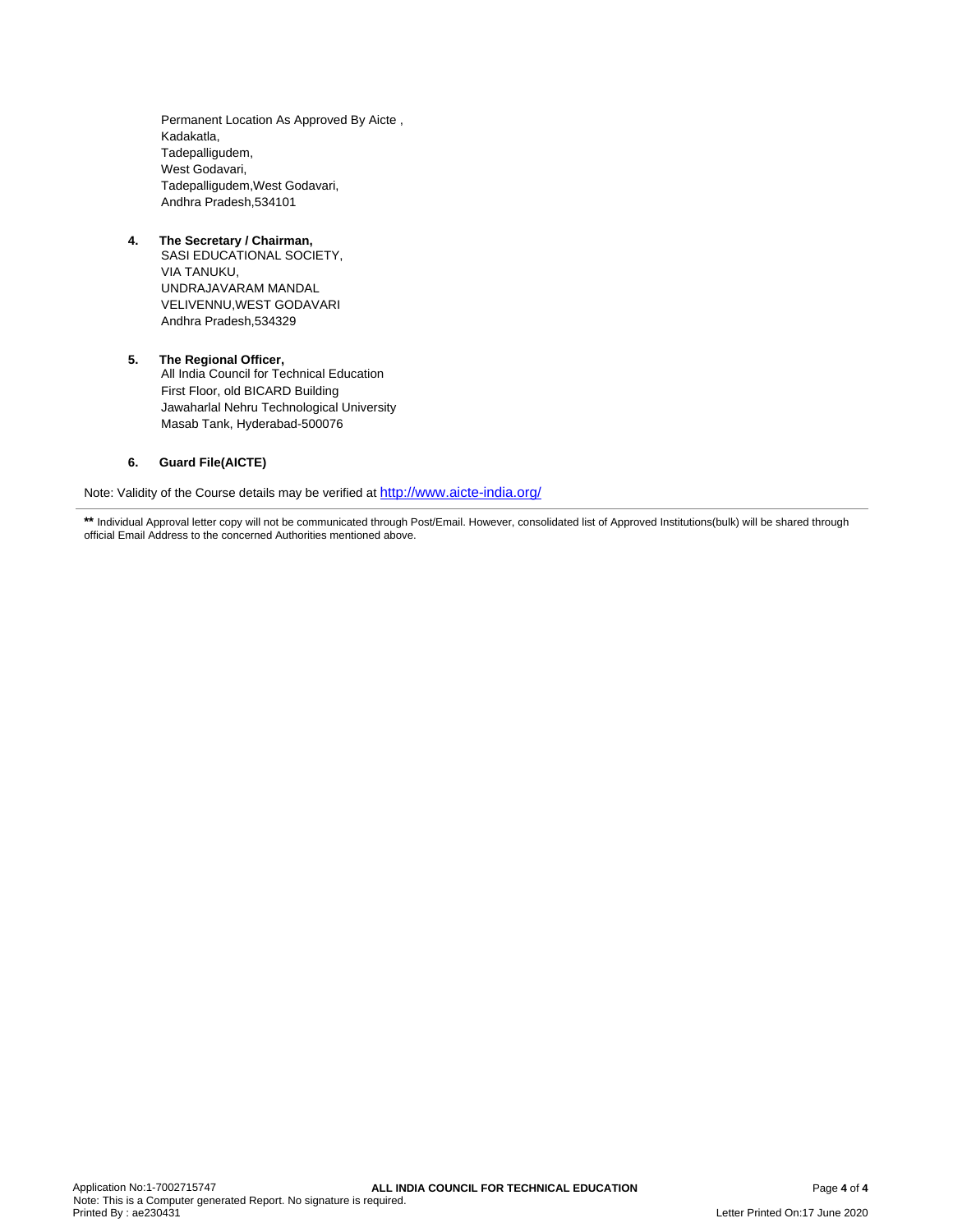Permanent Location As Approved By Aicte ,
Kadakatla,
Tadepalligudem,
West Godavari,
Tadepalligudem,West Godavari,
Andhra Pradesh,534101

4. **The Secretary / Chairman,**
   SASI EDUCATIONAL SOCIETY,
   VIA TANUKU,
   UNDRAJAVARAM MANDAL
   VELIVENNU,WEST GODAVARI
   Andhra Pradesh,534329

5. **The Regional Officer,**
   All India Council for Technical Education
   First Floor, old BICARD Building
   Jawaharlal Nehru Technological University
   Masab Tank, Hyderabad-500076

6. **Guard File(AICTE)**

Note: Validity of the Course details may be verified at http://www.aicte-india.org/

---

**\*\*** Individual Approval letter copy will not be communicated through Post/Email. However, consolidated list of Approved Institutions(bulk) will be shared through official Email Address to the concerned Authorities mentioned above.

Application No:1-7002715747
Note: This is a Computer generated Report. No signature is required.
Printed By : ae230431

Letter Printed On:17 June 2020